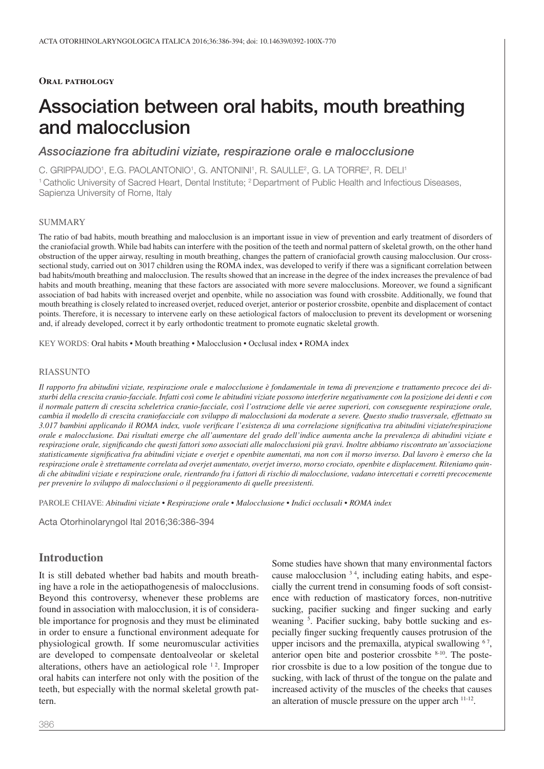**Oral pathology**

# Association between oral habits, mouth breathing and malocclusion

*Associazione fra abitudini viziate, respirazione orale e malocclusione*

C. GRIPPAUDO[1], E.G. PAOLANTONIO[1], G. ANTONINI[1], R. SAULLE[2], G. LA TORRE[2], R. DELI[1]

[1] Catholic University of Sacred Heart, Dental Institute; [2] Department of Public Health and Infectious Diseases, Sapienza University of Rome, Italy

## SUMMARY

The ratio of bad habits, mouth breathing and malocclusion is an important issue in view of prevention and early treatment of disorders of the craniofacial growth. While bad habits can interfere with the position of the teeth and normal pattern of skeletal growth, on the other hand obstruction of the upper airway, resulting in mouth breathing, changes the pattern of craniofacial growth causing malocclusion. Our cross-sectional study, carried out on 3017 children using the ROMA index, was developed to verify if there was a significant correlation between bad habits/mouth breathing and malocclusion. The results showed that an increase in the degree of the index increases the prevalence of bad habits and mouth breathing, meaning that these factors are associated with more severe malocclusions. Moreover, we found a significant association of bad habits with increased overjet and openbite, while no association was found with crossbite. Additionally, we found that mouth breathing is closely related to increased overjet, reduced overjet, anterior or posterior crossbite, openbite and displacement of contact points. Therefore, it is necessary to intervene early on these aetiological factors of malocclusion to prevent its development or worsening and, if already developed, correct it by early orthodontic treatment to promote eugnatic skeletal growth.

KEY WORDS: Oral habits • Mouth breathing • Malocclusion • Occlusal index • ROMA index

## RIASSUNTO

*Il rapporto fra abitudini viziate, respirazione orale e malocclusione è fondamentale in tema di prevenzione e trattamento precoce dei disturbi della crescita cranio-facciale. Infatti così come le abitudini viziate possono interferire negativamente con la posizione dei denti e con il normale pattern di crescita scheletrica cranio-facciale, così l'ostruzione delle vie aeree superiori, con conseguente respirazione orale, cambia il modello di crescita craniofacciale con sviluppo di malocclusioni da moderate a severe. Questo studio trasversale, effettuato su 3.017 bambini applicando il ROMA index, vuole verificare l'esistenza di una correlazione significativa tra abitudini viziate/respirazione orale e malocclusione. Dai risultati emerge che all'aumentare del grado dell'indice aumenta anche la prevalenza di abitudini viziate e respirazione orale, significando che questi fattori sono associati alle malocclusioni più gravi. Inoltre abbiamo riscontrato un'associazione statisticamente significativa fra abitudini viziate e overjet e openbite aumentati, ma non con il morso inverso. Dal lavoro è emerso che la respirazione orale è strettamente correlata ad overjet aumentato, overjet inverso, morso crociato, openbite e displacement. Riteniamo quindi che abitudini viziate e respirazione orale, rientrando fra i fattori di rischio di malocclusione, vadano intercettati e corretti precocemente per prevenire lo sviluppo di malocclusioni o il peggioramento di quelle preesistenti.*

PAROLE CHIAVE: *Abitudini viziate • Respirazione orale • Malocclusione • Indici occlusali • ROMA index*

Acta Otorhinolaryngol Ital 2016;36:386-394

## Introduction

It is still debated whether bad habits and mouth breathing have a role in the aetiopathogenesis of malocclusions. Beyond this controversy, whenever these problems are found in association with malocclusion, it is of considerable importance for prognosis and they must be eliminated in order to ensure a functional environment adequate for physiological growth. If some neuromuscular activities are developed to compensate dentoalveolar or skeletal alterations, others have an aetiological role [1 2]. Improper oral habits can interfere not only with the position of the teeth, but especially with the normal skeletal growth pattern.

Some studies have shown that many environmental factors cause malocclusion [3 4], including eating habits, and especially the current trend in consuming foods of soft consistence with reduction of masticatory forces, non-nutritive sucking, pacifier sucking and finger sucking and early weaning [5]. Pacifier sucking, baby bottle sucking and especially finger sucking frequently causes protrusion of the upper incisors and the premaxilla, atypical swallowing [6 7], anterior open bite and posterior crossbite [8-10]. The posterior crossbite is due to a low position of the tongue due to sucking, with lack of thrust of the tongue on the palate and increased activity of the muscles of the cheeks that causes an alteration of muscle pressure on the upper arch [11-12].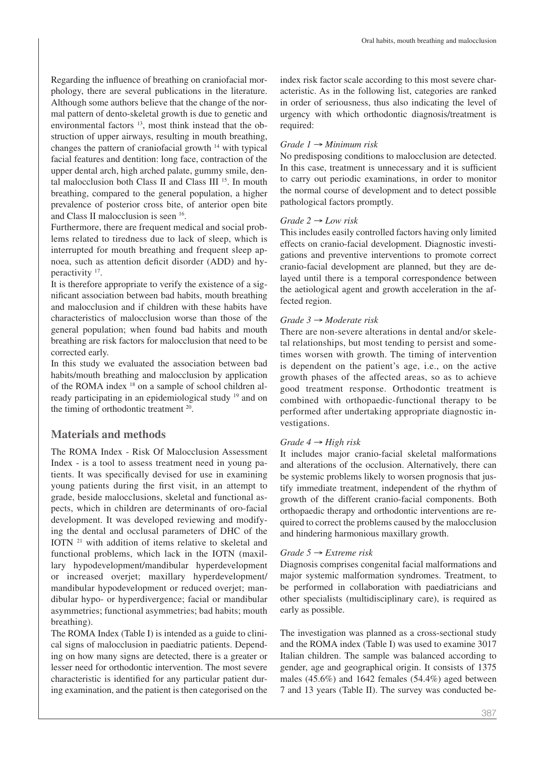Regarding the influence of breathing on craniofacial morphology, there are several publications in the literature. Although some authors believe that the change of the normal pattern of dento-skeletal growth is due to genetic and environmental factors [13], most think instead that the obstruction of upper airways, resulting in mouth breathing, changes the pattern of craniofacial growth [14] with typical facial features and dentition: long face, contraction of the upper dental arch, high arched palate, gummy smile, dental malocclusion both Class II and Class III [15]. In mouth breathing, compared to the general population, a higher prevalence of posterior cross bite, of anterior open bite and Class II malocclusion is seen [16].

Furthermore, there are frequent medical and social problems related to tiredness due to lack of sleep, which is interrupted for mouth breathing and frequent sleep apnoea, such as attention deficit disorder (ADD) and hyperactivity [17].

It is therefore appropriate to verify the existence of a significant association between bad habits, mouth breathing and malocclusion and if children with these habits have characteristics of malocclusion worse than those of the general population; when found bad habits and mouth breathing are risk factors for malocclusion that need to be corrected early.

In this study we evaluated the association between bad habits/mouth breathing and malocclusion by application of the ROMA index [18] on a sample of school children already participating in an epidemiological study [19] and on the timing of orthodontic treatment [20].

## Materials and methods

The ROMA Index - Risk Of Malocclusion Assessment Index - is a tool to assess treatment need in young patients. It was specifically devised for use in examining young patients during the first visit, in an attempt to grade, beside malocclusions, skeletal and functional aspects, which in children are determinants of oro-facial development. It was developed reviewing and modifying the dental and occlusal parameters of DHC of the IOTN [21] with addition of items relative to skeletal and functional problems, which lack in the IOTN (maxillary hypodevelopment/mandibular hyperdevelopment or increased overjet; maxillary hyperdevelopment/mandibular hypodevelopment or reduced overjet; mandibular hypo- or hyperdivergence; facial or mandibular asymmetries; functional asymmetries; bad habits; mouth breathing).

The ROMA Index (Table I) is intended as a guide to clinical signs of malocclusion in paediatric patients. Depending on how many signs are detected, there is a greater or lesser need for orthodontic intervention. The most severe characteristic is identified for any particular patient during examination, and the patient is then categorised on the index risk factor scale according to this most severe characteristic. As in the following list, categories are ranked in order of seriousness, thus also indicating the level of urgency with which orthodontic diagnosis/treatment is required:

*Grade 1 → Minimum risk*

No predisposing conditions to malocclusion are detected. In this case, treatment is unnecessary and it is sufficient to carry out periodic examinations, in order to monitor the normal course of development and to detect possible pathological factors promptly.

*Grade 2 → Low risk*

This includes easily controlled factors having only limited effects on cranio-facial development. Diagnostic investigations and preventive interventions to promote correct cranio-facial development are planned, but they are delayed until there is a temporal correspondence between the aetiological agent and growth acceleration in the affected region.

*Grade 3 → Moderate risk*

There are non-severe alterations in dental and/or skeletal relationships, but most tending to persist and sometimes worsen with growth. The timing of intervention is dependent on the patient's age, i.e., on the active growth phases of the affected areas, so as to achieve good treatment response. Orthodontic treatment is combined with orthopaedic-functional therapy to be performed after undertaking appropriate diagnostic investigations.

*Grade 4 → High risk*

It includes major cranio-facial skeletal malformations and alterations of the occlusion. Alternatively, there can be systemic problems likely to worsen prognosis that justify immediate treatment, independent of the rhythm of growth of the different cranio-facial components. Both orthopaedic therapy and orthodontic interventions are required to correct the problems caused by the malocclusion and hindering harmonious maxillary growth.

*Grade 5 → Extreme risk*

Diagnosis comprises congenital facial malformations and major systemic malformation syndromes. Treatment, to be performed in collaboration with paediatricians and other specialists (multidisciplinary care), is required as early as possible.

The investigation was planned as a cross-sectional study and the ROMA index (Table I) was used to examine 3017 Italian children. The sample was balanced according to gender, age and geographical origin. It consists of 1375 males (45.6%) and 1642 females (54.4%) aged between 7 and 13 years (Table II). The survey was conducted be-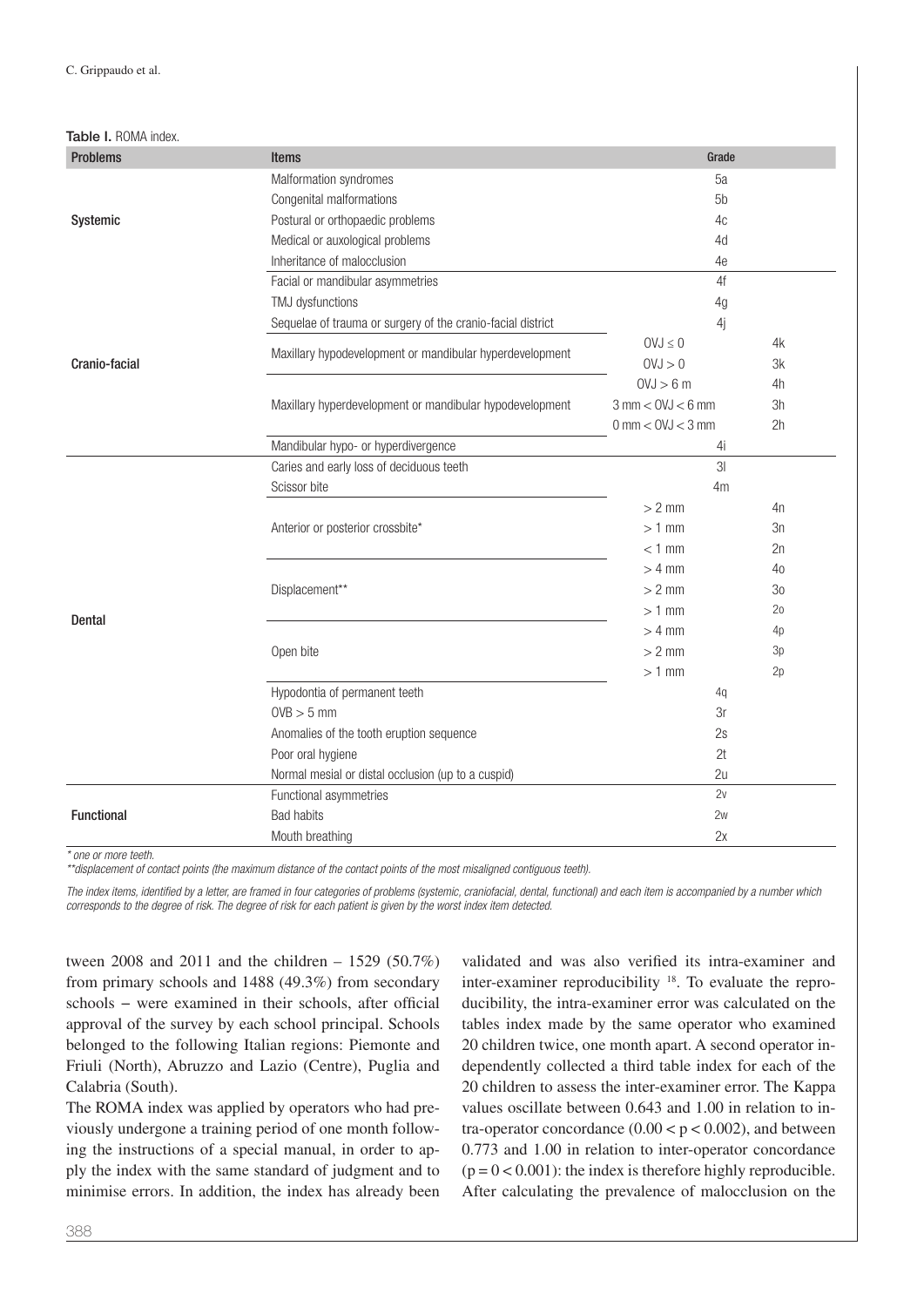**Table I.** ROMA index.

| Problems | Items | Grade | |
|---|---|---|---|
| Systemic | Malformation syndromes | 5a | |
| | Congenital malformations | 5b | |
| | Postural or orthopaedic problems | 4c | |
| | Medical or auxological problems | 4d | |
| | Inheritance of malocclusion | 4e | |
| Cranio-facial | Facial or mandibular asymmetries | 4f | |
| | TMJ dysfunctions | 4g | |
| | Sequelae of trauma or surgery of the cranio-facial district | 4j | |
| | Maxillary hypodevelopment or mandibular hyperdevelopment | OVJ ≤ 0 | 4k |
| | | OVJ > 0 | 3k |
| | Maxillary hyperdevelopment or mandibular hypodevelopment | OVJ > 6 m | 4h |
| | | 3 mm < OVJ < 6 mm | 3h |
| | | 0 mm < OVJ < 3 mm | 2h |
| | Mandibular hypo- or hyperdivergence | 4i | |
| Dental | Caries and early loss of deciduous teeth | 3l | |
| | Scissor bite | 4m | |
| | Anterior or posterior crossbite* | > 2 mm | 4n |
| | | > 1 mm | 3n |
| | | < 1 mm | 2n |
| | Displacement** | > 4 mm | 4o |
| | | > 2 mm | 3o |
| | | > 1 mm | 2o |
| | Open bite | > 4 mm | 4p |
| | | > 2 mm | 3p |
| | | > 1 mm | 2p |
| | Hypodontia of permanent teeth | 4q | |
| | OVB > 5 mm | 3r | |
| | Anomalies of the tooth eruption sequence | 2s | |
| | Poor oral hygiene | 2t | |
| | Normal mesial or distal occlusion (up to a cuspid) | 2u | |
| Functional | Functional asymmetries | 2v | |
| | Bad habits | 2w | |
| | Mouth breathing | 2x | |

*\* one or more teeth.*

*\*\*displacement of contact points (the maximum distance of the contact points of the most misaligned contiguous teeth).*

*The index items, identified by a letter, are framed in four categories of problems (systemic, craniofacial, dental, functional) and each item is accompanied by a number which corresponds to the degree of risk. The degree of risk for each patient is given by the worst index item detected.*

tween 2008 and 2011 and the children – 1529 (50.7%) from primary schools and 1488 (49.3%) from secondary schools – were examined in their schools, after official approval of the survey by each school principal. Schools belonged to the following Italian regions: Piemonte and Friuli (North), Abruzzo and Lazio (Centre), Puglia and Calabria (South).

The ROMA index was applied by operators who had previously undergone a training period of one month following the instructions of a special manual, in order to apply the index with the same standard of judgment and to minimise errors. In addition, the index has already been validated and was also verified its intra-examiner and inter-examiner reproducibility [18]. To evaluate the reproducibility, the intra-examiner error was calculated on the tables index made by the same operator who examined 20 children twice, one month apart. A second operator independently collected a third table index for each of the 20 children to assess the inter-examiner error. The Kappa values oscillate between 0.643 and 1.00 in relation to intra-operator concordance ($0.00 < p < 0.002$), and between 0.773 and 1.00 in relation to inter-operator concordance ($p = 0 < 0.001$): the index is therefore highly reproducible. After calculating the prevalence of malocclusion on the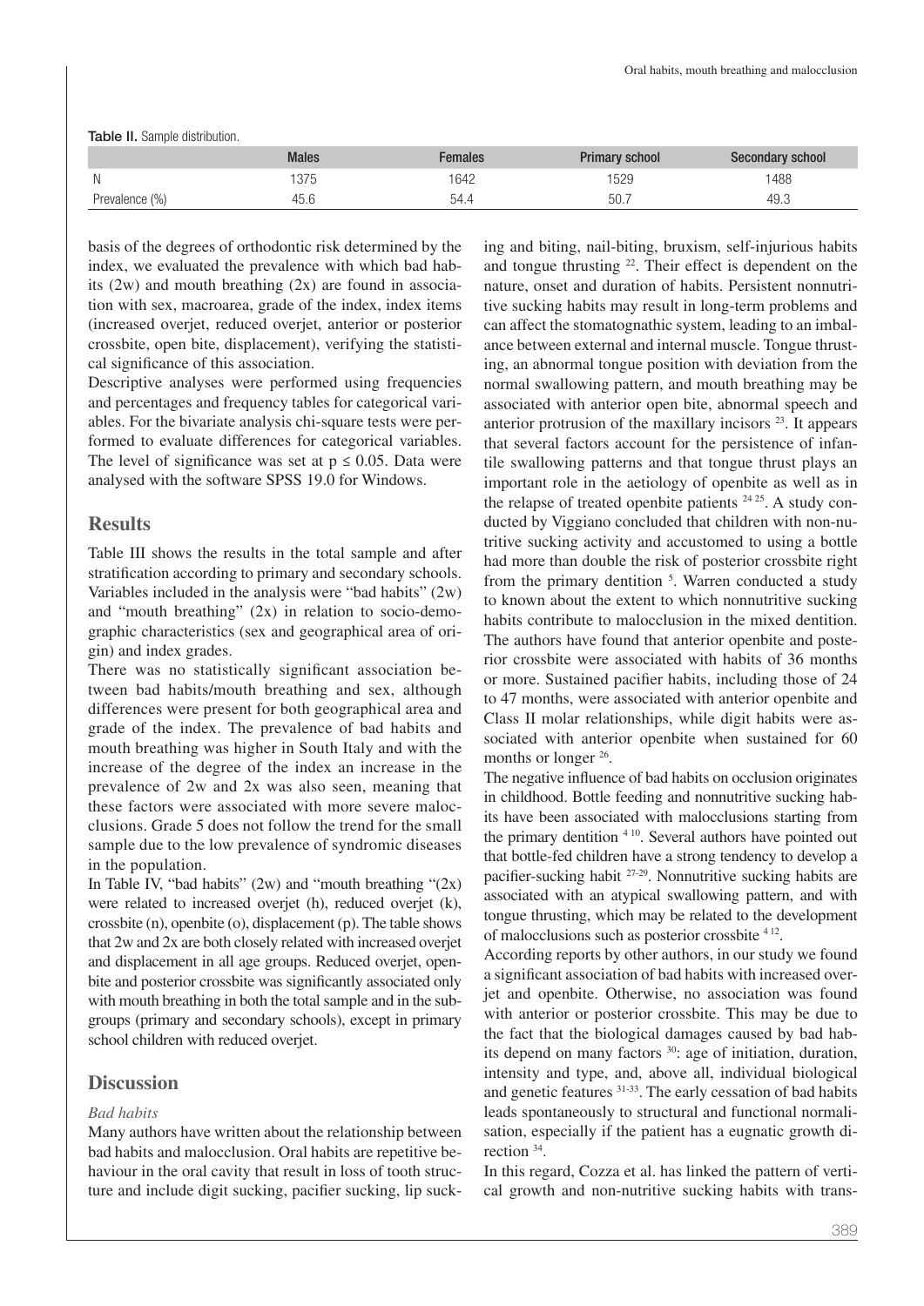Table II. Sample distribution.

| | Males | Females | Primary school | Secondary school |
|---|---|---|---|---|
| N | 1375 | 1642 | 1529 | 1488 |
| Prevalence (%) | 45.6 | 54.4 | 50.7 | 49.3 |

basis of the degrees of orthodontic risk determined by the index, we evaluated the prevalence with which bad habits (2w) and mouth breathing (2x) are found in association with sex, macroarea, grade of the index, index items (increased overjet, reduced overjet, anterior or posterior crossbite, open bite, displacement), verifying the statistical significance of this association.

Descriptive analyses were performed using frequencies and percentages and frequency tables for categorical variables. For the bivariate analysis chi-square tests were performed to evaluate differences for categorical variables. The level of significance was set at $p \leq 0.05$. Data were analysed with the software SPSS 19.0 for Windows.

## Results

Table III shows the results in the total sample and after stratification according to primary and secondary schools. Variables included in the analysis were "bad habits" (2w) and "mouth breathing" (2x) in relation to socio-demographic characteristics (sex and geographical area of origin) and index grades.

There was no statistically significant association between bad habits/mouth breathing and sex, although differences were present for both geographical area and grade of the index. The prevalence of bad habits and mouth breathing was higher in South Italy and with the increase of the degree of the index an increase in the prevalence of 2w and 2x was also seen, meaning that these factors were associated with more severe malocclusions. Grade 5 does not follow the trend for the small sample due to the low prevalence of syndromic diseases in the population.

In Table IV, "bad habits" (2w) and "mouth breathing "(2x) were related to increased overjet (h), reduced overjet (k), crossbite (n), openbite (o), displacement (p). The table shows that 2w and 2x are both closely related with increased overjet and displacement in all age groups. Reduced overjet, openbite and posterior crossbite was significantly associated only with mouth breathing in both the total sample and in the subgroups (primary and secondary schools), except in primary school children with reduced overjet.

## Discussion

### *Bad habits*

Many authors have written about the relationship between bad habits and malocclusion. Oral habits are repetitive behaviour in the oral cavity that result in loss of tooth structure and include digit sucking, pacifier sucking, lip sucking and biting, nail-biting, bruxism, self-injurious habits and tongue thrusting [22]. Their effect is dependent on the nature, onset and duration of habits. Persistent nonnutritive sucking habits may result in long-term problems and can affect the stomatognathic system, leading to an imbalance between external and internal muscle. Tongue thrusting, an abnormal tongue position with deviation from the normal swallowing pattern, and mouth breathing may be associated with anterior open bite, abnormal speech and anterior protrusion of the maxillary incisors [23]. It appears that several factors account for the persistence of infantile swallowing patterns and that tongue thrust plays an important role in the aetiology of openbite as well as in the relapse of treated openbite patients [24 25]. A study conducted by Viggiano concluded that children with non-nutritive sucking activity and accustomed to using a bottle had more than double the risk of posterior crossbite right from the primary dentition [5]. Warren conducted a study to known about the extent to which nonnutritive sucking habits contribute to malocclusion in the mixed dentition. The authors have found that anterior openbite and posterior crossbite were associated with habits of 36 months or more. Sustained pacifier habits, including those of 24 to 47 months, were associated with anterior openbite and Class II molar relationships, while digit habits were associated with anterior openbite when sustained for 60 months or longer [26].

The negative influence of bad habits on occlusion originates in childhood. Bottle feeding and nonnutritive sucking habits have been associated with malocclusions starting from the primary dentition [4 10]. Several authors have pointed out that bottle-fed children have a strong tendency to develop a pacifier-sucking habit [27-29]. Nonnutritive sucking habits are associated with an atypical swallowing pattern, and with tongue thrusting, which may be related to the development of malocclusions such as posterior crossbite [4 12].

According reports by other authors, in our study we found a significant association of bad habits with increased overjet and openbite. Otherwise, no association was found with anterior or posterior crossbite. This may be due to the fact that the biological damages caused by bad habits depend on many factors [30]: age of initiation, duration, intensity and type, and, above all, individual biological and genetic features [31-33]. The early cessation of bad habits leads spontaneously to structural and functional normalisation, especially if the patient has a eugnatic growth direction [34].

In this regard, Cozza et al. has linked the pattern of vertical growth and non-nutritive sucking habits with trans-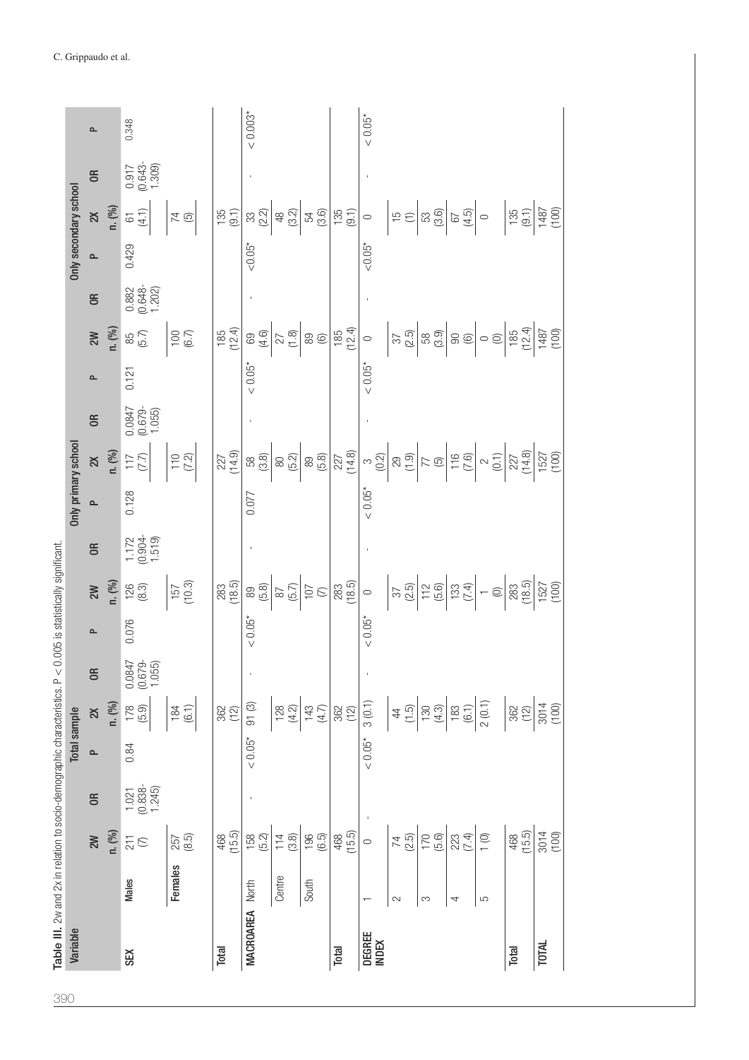**Table III.** 2w and 2x in relation to socio-demographic characteristics. P < 0.005 is statistically significant.

| Variable | | Total sample | | | | | | Only primary school | | | | | | Only secondary school | | | | | |
|---|---|---|---|---|---|---|---|---|---|---|---|---|---|---|---|---|---|---|---|
| | | 2W n. (%) | OR | P | 2X n. (%) | OR | P | 2W n. (%) | OR | P | 2X n. (%) | OR | P | 2W n. (%) | OR | P | 2X n. (%) | OR | P |
| SEX | Males | 211 (7) | 1.021 (0.838-1.245) | 0.84 | 178 (5.9) | 0.0847 (0.679-1.055) | 0.076 | 126 (8.3) | 1.172 (0.904-1.519) | 0.128 | 117 (7.7) | 0.0847 (0.679-1.055) | 0.121 | 85 (5.7) | 0.882 (0.648-1.202) | 0.429 | 61 (4.1) | 0.917 (0.643-1.309) | 0.348 |
| | Females | 257 (8.5) | | | 184 (6.1) | | | 157 (10.3) | | | 110 (7.2) | | | 100 (6.7) | | | 74 (5) | | |
| Total | | 468 (15.5) | | | 362 (12) | | | 283 (18.5) | | | 227 (14.9) | | | 185 (12.4) | | | 135 (9.1) | | |
| MACROAREA | North | 158 (5.2) | - | < 0.05* | 91 (3) | - | < 0.05* | 89 (5.8) | - | 0.077 | 58 (3.8) | - | < 0.05* | 69 (4.6) | - | <0.05* | 33 (2.2) | - | < 0.003* |
| | Centre | 114 (3.8) | | | 128 (4.2) | | | 87 (5.7) | | | 80 (5.2) | | | 27 (1.8) | | | 48 (3.2) | | |
| | South | 196 (6.5) | | | 143 (4.7) | | | 107 (7) | | | 89 (5.8) | | | 89 (6) | | | 54 (3.6) | | |
| Total | | 468 (15.5) | | | 362 (12) | | | 283 (18.5) | | | 227 (14.8) | | | 185 (12.4) | | | 135 (9.1) | | |
| DEGREE INDEX | 1 | 0 | - | < 0.05* | 3 (0.1) | - | < 0.05* | 0 | - | < 0.05* | 3 (0.2) | - | < 0.05* | 0 | - | <0.05* | 0 | - | < 0.05* |
| | 2 | 74 (2.5) | | | 44 (1.5) | | | 37 (2.5) | | | 29 (1.9) | | | 37 (2.5) | | | 15 (1) | | |
| | 3 | 170 (5.6) | | | 130 (4.3) | | | 112 (5.6) | | | 77 (5) | | | 58 (3.9) | | | 53 (3.6) | | |
| | 4 | 223 (7.4) | | | 183 (6.1) | | | 133 (7.4) | | | 116 (7.6) | | | 90 (6) | | | 67 (4.5) | | |
| | 5 | 1 (0) | | | 2 (0.1) | | | 1 (0) | | | 2 (0.1) | | | 0 (0) | | | 0 | | |
| Total | | 468 (15.5) | | | 362 (12) | | | 283 (18.5) | | | 227 (14.8) | | | 185 (12.4) | | | 135 (9.1) | | |
| TOTAL | | 3014 (100) | | | 3014 (100) | | | 1527 (100) | | | 1527 (100) | | | 1487 (100) | | | 1487 (100) | | |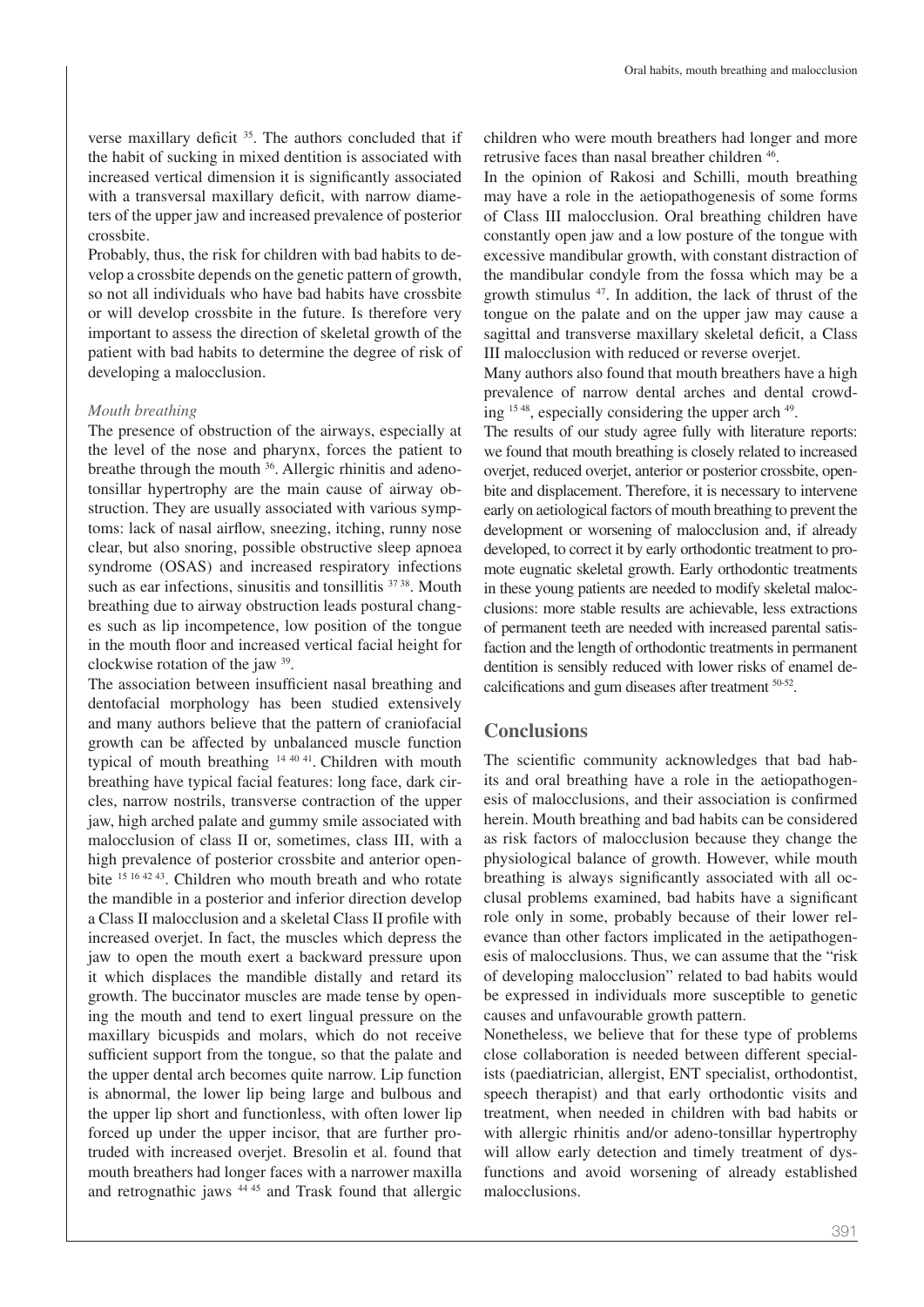verse maxillary deficit [35]. The authors concluded that if the habit of sucking in mixed dentition is associated with increased vertical dimension it is significantly associated with a transversal maxillary deficit, with narrow diameters of the upper jaw and increased prevalence of posterior crossbite.

Probably, thus, the risk for children with bad habits to develop a crossbite depends on the genetic pattern of growth, so not all individuals who have bad habits have crossbite or will develop crossbite in the future. Is therefore very important to assess the direction of skeletal growth of the patient with bad habits to determine the degree of risk of developing a malocclusion.

*Mouth breathing*

The presence of obstruction of the airways, especially at the level of the nose and pharynx, forces the patient to breathe through the mouth [36]. Allergic rhinitis and adenotonsillar hypertrophy are the main cause of airway obstruction. They are usually associated with various symptoms: lack of nasal airflow, sneezing, itching, runny nose clear, but also snoring, possible obstructive sleep apnoea syndrome (OSAS) and increased respiratory infections such as ear infections, sinusitis and tonsillitis [37 38]. Mouth breathing due to airway obstruction leads postural changes such as lip incompetence, low position of the tongue in the mouth floor and increased vertical facial height for clockwise rotation of the jaw [39].

The association between insufficient nasal breathing and dentofacial morphology has been studied extensively and many authors believe that the pattern of craniofacial growth can be affected by unbalanced muscle function typical of mouth breathing [14 40 41]. Children with mouth breathing have typical facial features: long face, dark circles, narrow nostrils, transverse contraction of the upper jaw, high arched palate and gummy smile associated with malocclusion of class II or, sometimes, class III, with a high prevalence of posterior crossbite and anterior openbite [15 16 42 43]. Children who mouth breath and who rotate the mandible in a posterior and inferior direction develop a Class II malocclusion and a skeletal Class II profile with increased overjet. In fact, the muscles which depress the jaw to open the mouth exert a backward pressure upon it which displaces the mandible distally and retard its growth. The buccinator muscles are made tense by opening the mouth and tend to exert lingual pressure on the maxillary bicuspids and molars, which do not receive sufficient support from the tongue, so that the palate and the upper dental arch becomes quite narrow. Lip function is abnormal, the lower lip being large and bulbous and the upper lip short and functionless, with often lower lip forced up under the upper incisor, that are further protruded with increased overjet. Bresolin et al. found that mouth breathers had longer faces with a narrower maxilla and retrognathic jaws [44 45] and Trask found that allergic children who were mouth breathers had longer and more retrusive faces than nasal breather children [46].

In the opinion of Rakosi and Schilli, mouth breathing may have a role in the aetiopathogenesis of some forms of Class III malocclusion. Oral breathing children have constantly open jaw and a low posture of the tongue with excessive mandibular growth, with constant distraction of the mandibular condyle from the fossa which may be a growth stimulus [47]. In addition, the lack of thrust of the tongue on the palate and on the upper jaw may cause a sagittal and transverse maxillary skeletal deficit, a Class III malocclusion with reduced or reverse overjet.

Many authors also found that mouth breathers have a high prevalence of narrow dental arches and dental crowding [15 48], especially considering the upper arch [49].

The results of our study agree fully with literature reports: we found that mouth breathing is closely related to increased overjet, reduced overjet, anterior or posterior crossbite, openbite and displacement. Therefore, it is necessary to intervene early on aetiological factors of mouth breathing to prevent the development or worsening of malocclusion and, if already developed, to correct it by early orthodontic treatment to promote eugnatic skeletal growth. Early orthodontic treatments in these young patients are needed to modify skeletal malocclusions: more stable results are achievable, less extractions of permanent teeth are needed with increased parental satisfaction and the length of orthodontic treatments in permanent dentition is sensibly reduced with lower risks of enamel decalcifications and gum diseases after treatment [50-52].

## Conclusions

The scientific community acknowledges that bad habits and oral breathing have a role in the aetiopathogenesis of malocclusions, and their association is confirmed herein. Mouth breathing and bad habits can be considered as risk factors of malocclusion because they change the physiological balance of growth. However, while mouth breathing is always significantly associated with all occlusal problems examined, bad habits have a significant role only in some, probably because of their lower relevance than other factors implicated in the aetipathogenesis of malocclusions. Thus, we can assume that the "risk of developing malocclusion" related to bad habits would be expressed in individuals more susceptible to genetic causes and unfavourable growth pattern.

Nonetheless, we believe that for these type of problems close collaboration is needed between different specialists (paediatrician, allergist, ENT specialist, orthodontist, speech therapist) and that early orthodontic visits and treatment, when needed in children with bad habits or with allergic rhinitis and/or adeno-tonsillar hypertrophy will allow early detection and timely treatment of dysfunctions and avoid worsening of already established malocclusions.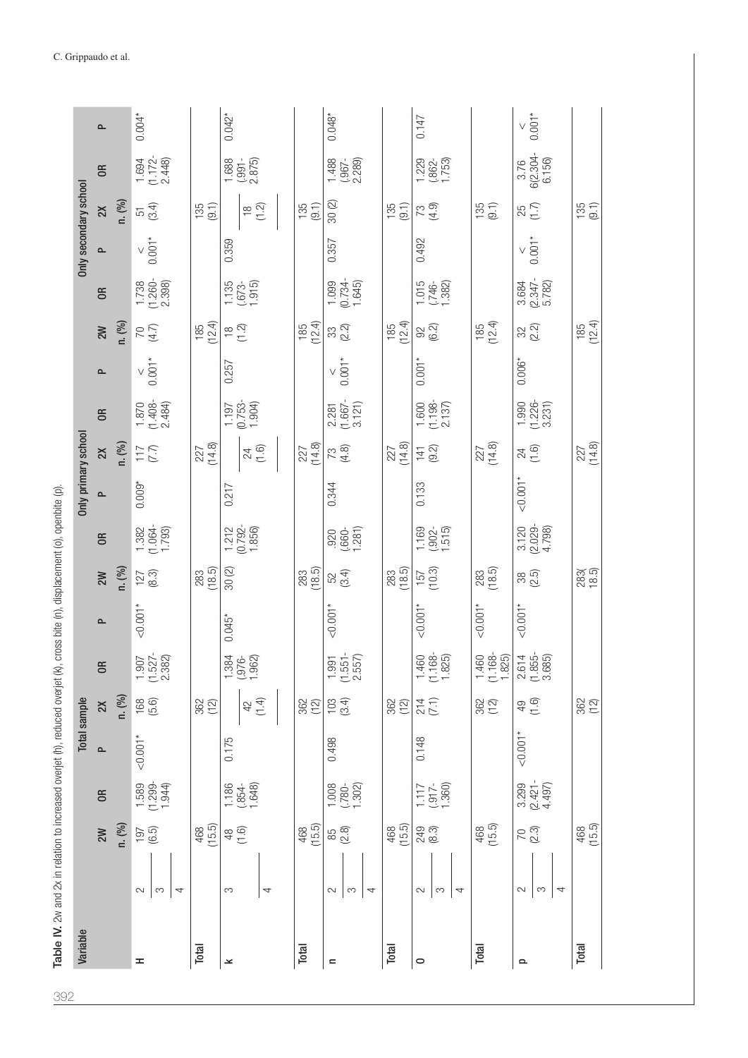Table IV. 2w and 2x in relation to increased overjet (h), reduced overjet (k), cross bite (n), displacement (o), openbite (p).

| Variable | | Total sample | | | | | | Only primary school | | | | | | Only secondary school | | | | | |
|---|---|---|---|---|---|---|---|---|---|---|---|---|---|---|---|---|---|---|---|
| | | 2W n. (%) | OR | P | 2X n. (%) | OR | P | 2W n. (%) | OR | P | 2X n. (%) | OR | P | 2W n. (%) | OR | P | 2X n. (%) | OR | P |
| H | 2 / 3 / 4 | 197 (6.5) | 1.589 (1.299-1.944) | <0.001* | 168 (5.6) | 1.907 (1.527-2.382) | <0.001* | 127 (8.3) | 1.382 (1.064-1.793) | 0.009* | 117 (7.7) | 1.870 (1.408-2.484) | < 0.001* | 70 (4.7) | 1.738 (1.260-2.398) | < 0.001* | 51 (3.4) | 1.694 (1.172-2.448) | 0.004* |
| Total | | 468 (15.5) | | | 362 (12) | | | 283 (18.5) | | | 227 (14.8) | | | 185 (12.4) | | | 135 (9.1) | | |
| k | 3 / 4 | 48 (1.6) | 1.186 (.854-1.648) | 0.175 | 42 (1.4) | 1.384 (.976-1.962) | 0.045* | 30 (2) | 1.212 (0.792-1.856) | 0.217 | 24 (1.6) | 1.197 (0.753-1.904) | 0.257 | 18 (1.2) | 1.135 (.673-1.915) | 0.359 | 18 (1.2) | 1.688 (.991-2.875) | 0.042* |
| Total | | 468 (15.5) | | | 362 (12) | | | 283 (18.5) | | | 227 (14.8) | | | 185 (12.4) | | | 135 (9.1) | | |
| n | 2 / 3 / 4 | 85 (2.8) | 1.008 (.780-1.302) | 0.498 | 103 (3.4) | 1.991 (1.551-2.557) | <0.001* | 52 (3.4) | .920 (.660-1.281) | 0.344 | 73 (4.8) | 2.281 (1.667-3.121) | < 0.001* | 33 (2.2) | 1.099 (0.734-1.645) | 0.357 | 30 (2) | 1.488 (.967-2.289) | 0.048* |
| Total | | 468 (15.5) | | | 362 (12) | | | 283 (18.5) | | | 227 (14.8) | | | 185 (12.4) | | | 135 (9.1) | | |
| o | 2 / 3 / 4 | 249 (8.3) | 1.117 (.917-1.360) | 0.148 | 214 (7.1) | 1.460 (1.168-1.825) | <0.001* | 157 (10.3) | 1.169 (.902-1.515) | 0.133 | 141 (9.2) | 1.600 (1.198-2.137) | 0.001* | 92 (6.2) | 1.015 (.746-1.382) | 0.492 | 73 (4.9) | 1.229 (.862-1.753) | 0.147 |
| Total | | 468 (15.5) | | | 362 (12) | 1.460 (1.168-1.825) | <0.001* | 283 (18.5) | | | 227 (14.8) | | | 185 (12.4) | | | 135 (9.1) | | |
| p | 2 / 3 / 4 | 70 (2.3) | 3.299 (2.421-4.497) | <0.001* | 49 (1.6) | 2.614 (1.855-3.685) | <0.001* | 38 (2.5) | 3.120 (2.029-4.798) | <0.001* | 24 (1.6) | 1.990 (1.226-3.231) | 0.006* | 32 (2.2) | 3.684 (2.347-5.782) | < 0.001* | 25 (1.7) | 3.766 (2.304-6.156) | < 0.001* |
| Total | | 468 (15.5) | | | 362 (12) | | | 283( 18.5) | | | 227 (14.8) | | | 185 (12.4) | | | 135 (9.1) | | |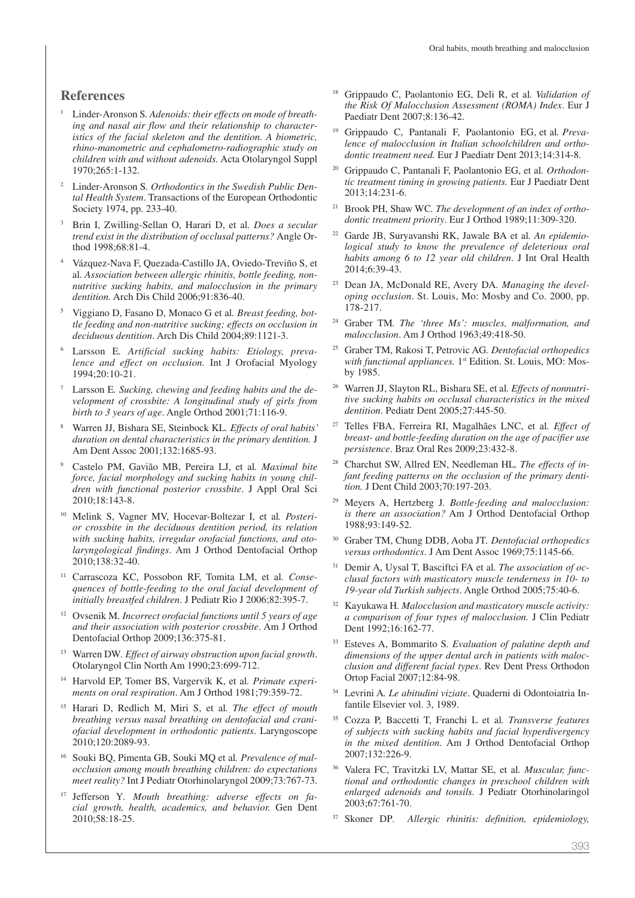## References

1. Linder-Aronson S. *Adenoids: their effects on mode of breathing and nasal air flow and their relationship to characteristics of the facial skeleton and the dentition. A biometric, rhino-manometric and cephalometro-radiographic study on children with and without adenoids.* Acta Otolaryngol Suppl 1970;265:1-132.
2. Linder-Aronson S. *Orthodontics in the Swedish Public Dental Health System*. Transactions of the European Orthodontic Society 1974, pp. 233-40.
3. Brin I, Zwilling-Sellan O, Harari D, et al. *Does a secular trend exist in the distribution of occlusal patterns?* Angle Orthod 1998;68:81-4.
4. Vázquez-Nava F, Quezada-Castillo JA, Oviedo-Treviño S, et al. *Association between allergic rhinitis, bottle feeding, non-nutritive sucking habits, and malocclusion in the primary dentition.* Arch Dis Child 2006;91:836-40.
5. Viggiano D, Fasano D, Monaco G et al. *Breast feeding, bottle feeding and non-nutritive sucking; effects on occlusion in deciduous dentition*. Arch Dis Child 2004;89:1121-3.
6. Larsson E. *Artificial sucking habits: Etiology, prevalence and effect on occlusion.* Int J Orofacial Myology 1994;20:10-21.
7. Larsson E. *Sucking, chewing and feeding habits and the development of crossbite: A longitudinal study of girls from birth to 3 years of age*. Angle Orthod 2001;71:116-9.
8. Warren JJ, Bishara SE, Steinbock KL. *Effects of oral habits' duration on dental characteristics in the primary dentition.* J Am Dent Assoc 2001;132:1685-93.
9. Castelo PM, Gavião MB, Pereira LJ, et al. *Maximal bite force, facial morphology and sucking habits in young children with functional posterior crossbite*. J Appl Oral Sci 2010;18:143-8.
10. Melink S, Vagner MV, Hocevar-Boltezar I, et al. *Posterior crossbite in the deciduous dentition period, its relation with sucking habits, irregular orofacial functions, and otolaryngological findings*. Am J Orthod Dentofacial Orthop 2010;138:32-40.
11. Carrascoza KC, Possobon RF, Tomita LM, et al. *Consequences of bottle-feeding to the oral facial development of initially breastfed children*. J Pediatr Rio J 2006;82:395-7.
12. Ovsenik M. *Incorrect orofacial functions until 5 years of age and their association with posterior crossbite*. Am J Orthod Dentofacial Orthop 2009;136:375-81.
13. Warren DW. *Effect of airway obstruction upon facial growth*. Otolaryngol Clin North Am 1990;23:699-712.
14. Harvold EP, Tomer BS, Vargervik K, et al. *Primate experiments on oral respiration*. Am J Orthod 1981;79:359-72.
15. Harari D, Redlich M, Miri S, et al. *The effect of mouth breathing versus nasal breathing on dentofacial and craniofacial development in orthodontic patients*. Laryngoscope 2010;120:2089-93.
16. Souki BQ, Pimenta GB, Souki MQ et al. *Prevalence of malocclusion among mouth breathing children: do expectations meet reality?* Int J Pediatr Otorhinolaryngol 2009;73:767-73.
17. Jefferson Y. *Mouth breathing: adverse effects on facial growth, health, academics, and behavior.* Gen Dent 2010;58:18-25.
18. Grippaudo C, Paolantonio EG, Deli R, et al. *Validation of the Risk Of Malocclusion Assessment (ROMA) Index*. Eur J Paediatr Dent 2007;8:136-42.
19. Grippaudo C, Pantanali F, Paolantonio EG, et al. *Prevalence of malocclusion in Italian schoolchildren and orthodontic treatment need.* Eur J Paediatr Dent 2013;14:314-8.
20. Grippaudo C, Pantanali F, Paolantonio EG, et al. *Orthodontic treatment timing in growing patients.* Eur J Paediatr Dent 2013;14:231-6.
21. Brook PH, Shaw WC. *The development of an index of orthodontic treatment priority*. Eur J Orthod 1989;11:309-320.
22. Garde JB, Suryavanshi RK, Jawale BA et al. *An epidemiological study to know the prevalence of deleterious oral habits among 6 to 12 year old children*. J Int Oral Health 2014;6:39-43.
23. Dean JA, McDonald RE, Avery DA. *Managing the developing occlusion*. St. Louis, Mo: Mosby and Co. 2000, pp. 178-217.
24. Graber TM. *The 'three Ms': muscles, malformation, and malocclusion*. Am J Orthod 1963;49:418-50.
25. Graber TM, Rakosi T, Petrovic AG. *Dentofacial orthopedics with functional appliances.* 1st Edition. St. Louis, MO: Mosby 1985.
26. Warren JJ, Slayton RL, Bishara SE, et al. *Effects of nonnutritive sucking habits on occlusal characteristics in the mixed dentition*. Pediatr Dent 2005;27:445-50.
27. Telles FBA, Ferreira RI, Magalhães LNC, et al. *Effect of breast- and bottle-feeding duration on the age of pacifier use persistence*. Braz Oral Res 2009;23:432-8.
28. Charchut SW, Allred EN, Needleman HL. *The effects of infant feeding patterns on the occlusion of the primary dentition.* J Dent Child 2003;70:197-203.
29. Meyers A, Hertzberg J. *Bottle-feeding and malocclusion: is there an association?* Am J Orthod Dentofacial Orthop 1988;93:149-52.
30. Graber TM, Chung DDB, Aoba JT. *Dentofacial orthopedics versus orthodontics*. J Am Dent Assoc 1969;75:1145-66.
31. Demir A, Uysal T, Basciftci FA et al. *The association of occlusal factors with masticatory muscle tenderness in 10- to 19-year old Turkish subjects*. Angle Orthod 2005;75:40-6.
32. Kayukawa H. *Malocclusion and masticatory muscle activity: a comparison of four types of malocclusion.* J Clin Pediatr Dent 1992;16:162-77.
33. Esteves A, Bommarito S. *Evaluation of palatine depth and dimensions of the upper dental arch in patients with malocclusion and different facial types*. Rev Dent Press Orthodon Ortop Facial 2007;12:84-98.
34. Levrini A. *Le abitudini viziate*. Quaderni di Odontoiatria Infantile Elsevier vol. 3, 1989.
35. Cozza P, Baccetti T, Franchi L et al. *Transverse features of subjects with sucking habits and facial hyperdivergency in the mixed dentition*. Am J Orthod Dentofacial Orthop 2007;132:226-9.
36. Valera FC, Travitzki LV, Mattar SE, et al. *Muscular, functional and orthodontic changes in preschool children with enlarged adenoids and tonsils.* J Pediatr Otorhinolaringol 2003;67:761-70.
37. Skoner DP. *Allergic rhinitis: definition, epidemiology,*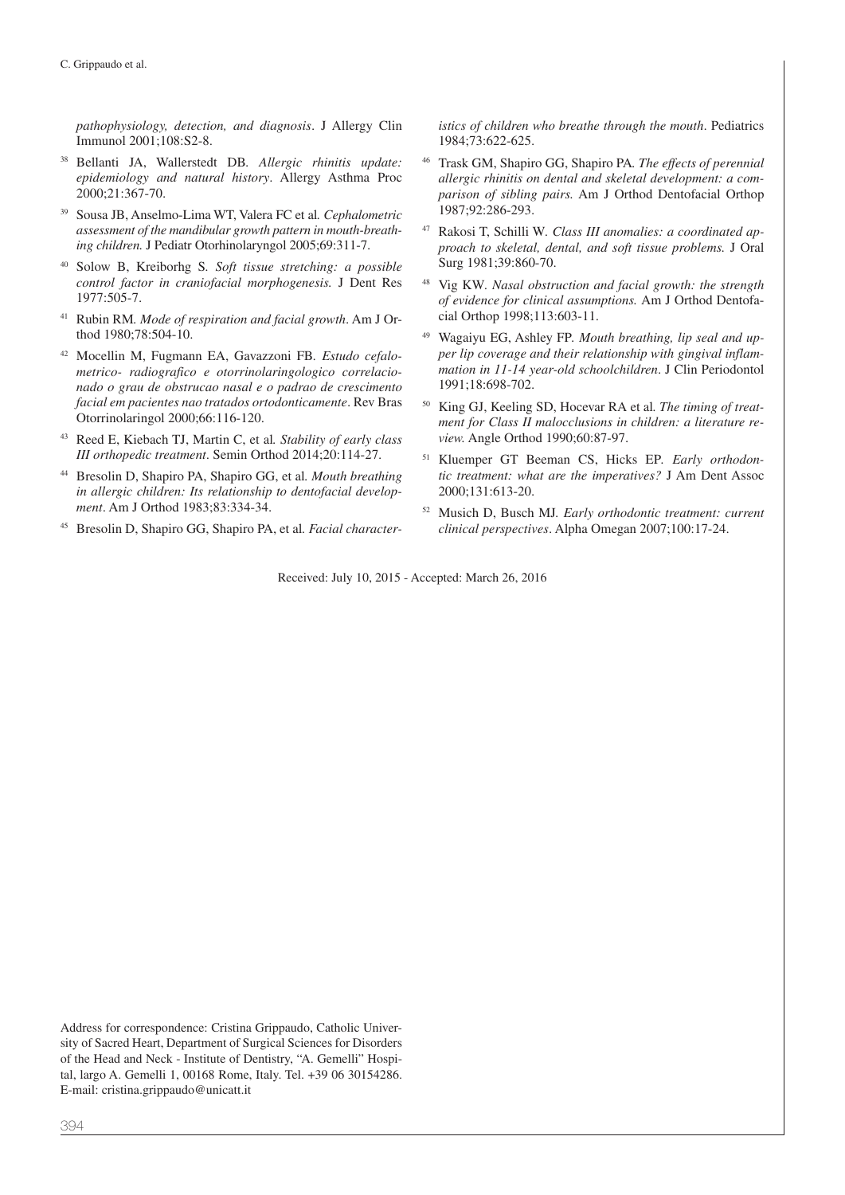*pathophysiology, detection, and diagnosis*. J Allergy Clin Immunol 2001;108:S2-8.

38. Bellanti JA, Wallerstedt DB. *Allergic rhinitis update: epidemiology and natural history*. Allergy Asthma Proc 2000;21:367-70.
39. Sousa JB, Anselmo-Lima WT, Valera FC et al. *Cephalometric assessment of the mandibular growth pattern in mouth-breathing children.* J Pediatr Otorhinolaryngol 2005;69:311-7.
40. Solow B, Kreiborhg S. *Soft tissue stretching: a possible control factor in craniofacial morphogenesis.* J Dent Res 1977:505-7.
41. Rubin RM. *Mode of respiration and facial growth*. Am J Orthod 1980;78:504-10.
42. Mocellin M, Fugmann EA, Gavazzoni FB. *Estudo cefalometrico- radiografico e otorrinolaringologico correlacionado o grau de obstrucao nasal e o padrao de crescimento facial em pacientes nao tratados ortodonticamente*. Rev Bras Otorrinolaringol 2000;66:116-120.
43. Reed E, Kiebach TJ, Martin C, et al. *Stability of early class III orthopedic treatment*. Semin Orthod 2014;20:114-27.
44. Bresolin D, Shapiro PA, Shapiro GG, et al. *Mouth breathing in allergic children: Its relationship to dentofacial development*. Am J Orthod 1983;83:334-34.
45. Bresolin D, Shapiro GG, Shapiro PA, et al. *Facial characteristics of children who breathe through the mouth*. Pediatrics 1984;73:622-625.
46. Trask GM, Shapiro GG, Shapiro PA. *The effects of perennial allergic rhinitis on dental and skeletal development: a comparison of sibling pairs.* Am J Orthod Dentofacial Orthop 1987;92:286-293.
47. Rakosi T, Schilli W. *Class III anomalies: a coordinated approach to skeletal, dental, and soft tissue problems.* J Oral Surg 1981;39:860-70.
48. Vig KW. *Nasal obstruction and facial growth: the strength of evidence for clinical assumptions.* Am J Orthod Dentofacial Orthop 1998;113:603-11.
49. Wagaiyu EG, Ashley FP. *Mouth breathing, lip seal and upper lip coverage and their relationship with gingival inflammation in 11-14 year-old schoolchildren*. J Clin Periodontol 1991;18:698-702.
50. King GJ, Keeling SD, Hocevar RA et al. *The timing of treatment for Class II malocclusions in children: a literature review.* Angle Orthod 1990;60:87-97.
51. Kluemper GT Beeman CS, Hicks EP. *Early orthodontic treatment: what are the imperatives?* J Am Dent Assoc 2000;131:613-20.
52. Musich D, Busch MJ. *Early orthodontic treatment: current clinical perspectives*. Alpha Omegan 2007;100:17-24.

Received: July 10, 2015 - Accepted: March 26, 2016

Address for correspondence: Cristina Grippaudo, Catholic University of Sacred Heart, Department of Surgical Sciences for Disorders of the Head and Neck - Institute of Dentistry, "A. Gemelli" Hospital, largo A. Gemelli 1, 00168 Rome, Italy. Tel. +39 06 30154286. E-mail: cristina.grippaudo@unicatt.it